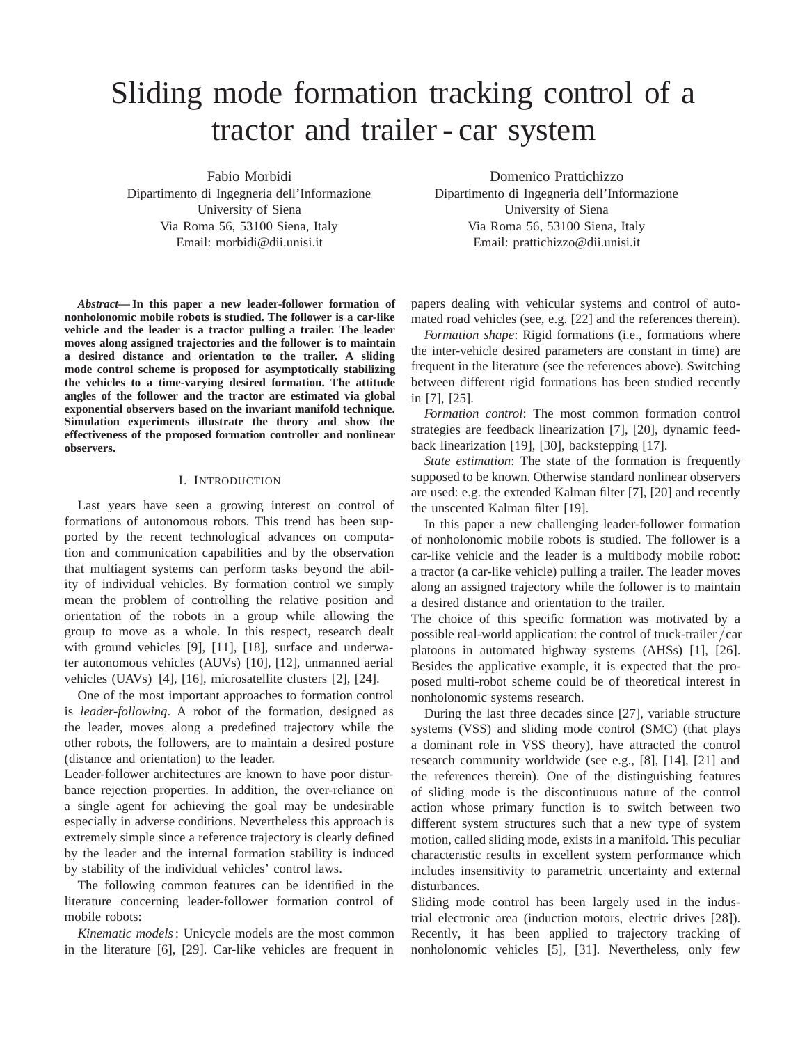# Sliding mode formation tracking control of a tractor and trailer - car system

Fabio Morbidi
Dipartimento di Ingegneria dell'Informazione
University of Siena
Via Roma 56, 53100 Siena, Italy
Email: morbidi@dii.unisi.it

Domenico Prattichizzo
Dipartimento di Ingegneria dell'Informazione
University of Siena
Via Roma 56, 53100 Siena, Italy
Email: prattichizzo@dii.unisi.it

***Abstract*— In this paper a new leader-follower formation of nonholonomic mobile robots is studied. The follower is a car-like vehicle and the leader is a tractor pulling a trailer. The leader moves along assigned trajectories and the follower is to maintain a desired distance and orientation to the trailer. A sliding mode control scheme is proposed for asymptotically stabilizing the vehicles to a time-varying desired formation. The attitude angles of the follower and the tractor are estimated via global exponential observers based on the invariant manifold technique. Simulation experiments illustrate the theory and show the effectiveness of the proposed formation controller and nonlinear observers.**

## I. Introduction

Last years have seen a growing interest on control of formations of autonomous robots. This trend has been supported by the recent technological advances on computation and communication capabilities and by the observation that multiagent systems can perform tasks beyond the ability of individual vehicles. By formation control we simply mean the problem of controlling the relative position and orientation of the robots in a group while allowing the group to move as a whole. In this respect, research dealt with ground vehicles [9], [11], [18], surface and underwater autonomous vehicles (AUVs) [10], [12], unmanned aerial vehicles (UAVs) [4], [16], microsatellite clusters [2], [24].

One of the most important approaches to formation control is *leader-following*. A robot of the formation, designed as the leader, moves along a predefined trajectory while the other robots, the followers, are to maintain a desired posture (distance and orientation) to the leader.
Leader-follower architectures are known to have poor disturbance rejection properties. In addition, the over-reliance on a single agent for achieving the goal may be undesirable especially in adverse conditions. Nevertheless this approach is extremely simple since a reference trajectory is clearly defined by the leader and the internal formation stability is induced by stability of the individual vehicles' control laws.

The following common features can be identified in the literature concerning leader-follower formation control of mobile robots:

*Kinematic models*: Unicycle models are the most common in the literature [6], [29]. Car-like vehicles are frequent in papers dealing with vehicular systems and control of automated road vehicles (see, e.g. [22] and the references therein).

*Formation shape*: Rigid formations (i.e., formations where the inter-vehicle desired parameters are constant in time) are frequent in the literature (see the references above). Switching between different rigid formations has been studied recently in [7], [25].

*Formation control*: The most common formation control strategies are feedback linearization [7], [20], dynamic feedback linearization [19], [30], backstepping [17].

*State estimation*: The state of the formation is frequently supposed to be known. Otherwise standard nonlinear observers are used: e.g. the extended Kalman filter [7], [20] and recently the unscented Kalman filter [19].

In this paper a new challenging leader-follower formation of nonholonomic mobile robots is studied. The follower is a car-like vehicle and the leader is a multibody mobile robot: a tractor (a car-like vehicle) pulling a trailer. The leader moves along an assigned trajectory while the follower is to maintain a desired distance and orientation to the trailer.
The choice of this specific formation was motivated by a possible real-world application: the control of truck-trailer/car platoons in automated highway systems (AHSs) [1], [26]. Besides the applicative example, it is expected that the proposed multi-robot scheme could be of theoretical interest in nonholonomic systems research.

During the last three decades since [27], variable structure systems (VSS) and sliding mode control (SMC) (that plays a dominant role in VSS theory), have attracted the control research community worldwide (see e.g., [8], [14], [21] and the references therein). One of the distinguishing features of sliding mode is the discontinuous nature of the control action whose primary function is to switch between two different system structures such that a new type of system motion, called sliding mode, exists in a manifold. This peculiar characteristic results in excellent system performance which includes insensitivity to parametric uncertainty and external disturbances.
Sliding mode control has been largely used in the industrial electronic area (induction motors, electric drives [28]). Recently, it has been applied to trajectory tracking of nonholonomic vehicles [5], [31]. Nevertheless, only few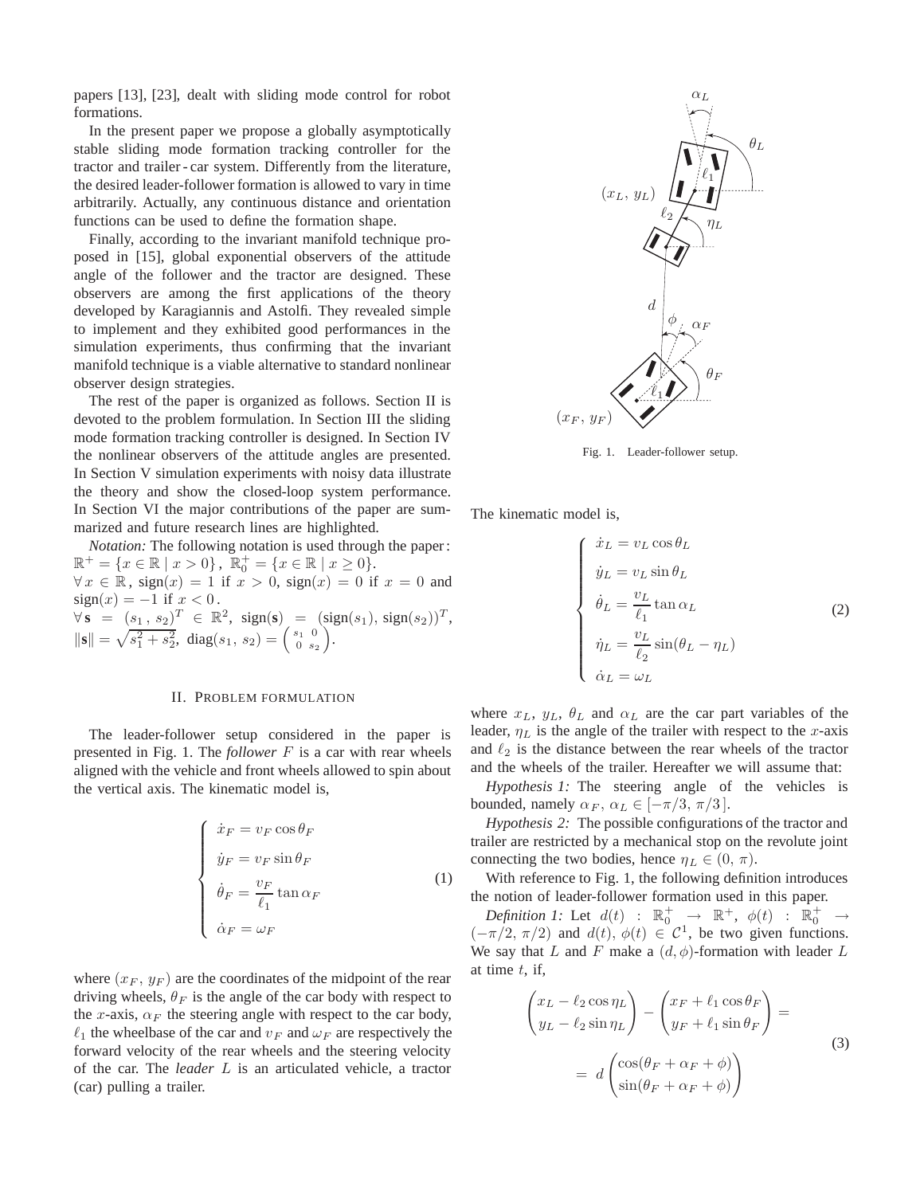papers [13], [23], dealt with sliding mode control for robot formations.

In the present paper we propose a globally asymptotically stable sliding mode formation tracking controller for the tractor and trailer - car system. Differently from the literature, the desired leader-follower formation is allowed to vary in time arbitrarily. Actually, any continuous distance and orientation functions can be used to define the formation shape.

Finally, according to the invariant manifold technique proposed in [15], global exponential observers of the attitude angle of the follower and the tractor are designed. These observers are among the first applications of the theory developed by Karagiannis and Astolfi. They revealed simple to implement and they exhibited good performances in the simulation experiments, thus confirming that the invariant manifold technique is a viable alternative to standard nonlinear observer design strategies.

The rest of the paper is organized as follows. Section II is devoted to the problem formulation. In Section III the sliding mode formation tracking controller is designed. In Section IV the nonlinear observers of the attitude angles are presented. In Section V simulation experiments with noisy data illustrate the theory and show the closed-loop system performance. In Section VI the major contributions of the paper are summarized and future research lines are highlighted.

*Notation:* The following notation is used through the paper: $\mathbb{R}^+ = \{x \in \mathbb{R} \mid x > 0\}$, $\mathbb{R}^+_0 = \{x \in \mathbb{R} \mid x \geq 0\}$.
$\forall\, x \in \mathbb{R}$, $\text{sign}(x) = 1$ if $x > 0$, $\text{sign}(x) = 0$ if $x = 0$ and $\text{sign}(x) = -1$ if $x < 0$.
$\forall\, \mathbf{s} = (s_1\,,\, s_2)^T \in \mathbb{R}^2$, $\text{sign}(\mathbf{s}) = (\text{sign}(s_1), \text{sign}(s_2))^T$, $\|\mathbf{s}\| = \sqrt{s_1^2 + s_2^2}$, $\text{diag}(s_1,\, s_2) = \begin{pmatrix} s_1 & 0 \\ 0 & s_2 \end{pmatrix}$.

## II. Problem formulation

The leader-follower setup considered in the paper is presented in Fig. 1. The *follower* $F$ is a car with rear wheels aligned with the vehicle and front wheels allowed to spin about the vertical axis. The kinematic model is,

$$
\begin{cases}
\dot{x}_F = v_F \cos\theta_F \\
\dot{y}_F = v_F \sin\theta_F \\
\dot{\theta}_F = \dfrac{v_F}{\ell_1} \tan\alpha_F \\
\dot{\alpha}_F = \omega_F
\end{cases}
\tag{1}
$$

where $(x_F,\, y_F)$ are the coordinates of the midpoint of the rear driving wheels, $\theta_F$ is the angle of the car body with respect to the $x$-axis, $\alpha_F$ the steering angle with respect to the car body, $\ell_1$ the wheelbase of the car and $v_F$ and $\omega_F$ are respectively the forward velocity of the rear wheels and the steering velocity of the car. The *leader* $L$ is an articulated vehicle, a tractor (car) pulling a trailer.

Fig. 1. Leader-follower setup.

The kinematic model is,

$$
\begin{cases}
\dot{x}_L = v_L \cos\theta_L \\
\dot{y}_L = v_L \sin\theta_L \\
\dot{\theta}_L = \dfrac{v_L}{\ell_1} \tan\alpha_L \\
\dot{\eta}_L = \dfrac{v_L}{\ell_2} \sin(\theta_L - \eta_L) \\
\dot{\alpha}_L = \omega_L
\end{cases}
\tag{2}
$$

where $x_L$, $y_L$, $\theta_L$ and $\alpha_L$ are the car part variables of the leader, $\eta_L$ is the angle of the trailer with respect to the $x$-axis and $\ell_2$ is the distance between the rear wheels of the tractor and the wheels of the trailer. Hereafter we will assume that:

*Hypothesis 1:* The steering angle of the vehicles is bounded, namely $\alpha_F,\, \alpha_L \in [-\pi/3,\, \pi/3\,]$.

*Hypothesis 2:* The possible configurations of the tractor and trailer are restricted by a mechanical stop on the revolute joint connecting the two bodies, hence $\eta_L \in (0,\, \pi)$.

With reference to Fig. 1, the following definition introduces the notion of leader-follower formation used in this paper.

*Definition 1:* Let $d(t) : \mathbb{R}^+_0 \to \mathbb{R}^+$, $\phi(t) : \mathbb{R}^+_0 \to (-\pi/2,\, \pi/2)$ and $d(t),\, \phi(t) \in \mathcal{C}^1$, be two given functions. We say that $L$ and $F$ make a $(d, \phi)$-formation with leader $L$ at time $t$, if,

$$
\begin{pmatrix} x_L - \ell_2 \cos\eta_L \\ y_L - \ell_2 \sin\eta_L \end{pmatrix} - \begin{pmatrix} x_F + \ell_1 \cos\theta_F \\ y_F + \ell_1 \sin\theta_F \end{pmatrix} = \\
= \; d \begin{pmatrix} \cos(\theta_F + \alpha_F + \phi) \\ \sin(\theta_F + \alpha_F + \phi) \end{pmatrix}
\tag{3}
$$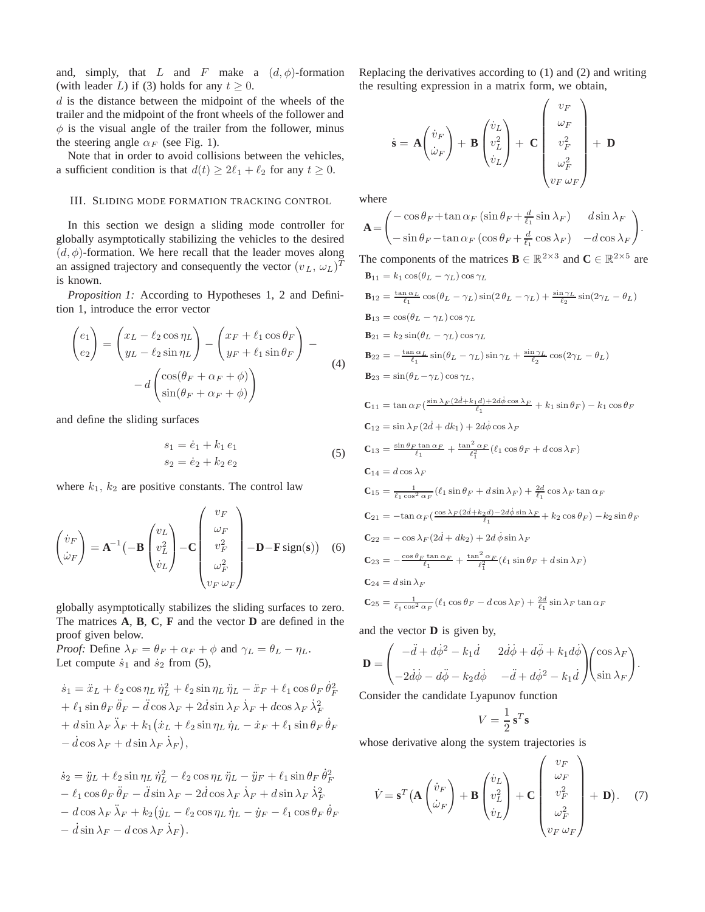and, simply, that $L$ and $F$ make a $(d, \phi)$-formation (with leader $L$) if (3) holds for any $t \geq 0$.
$d$ is the distance between the midpoint of the wheels of the trailer and the midpoint of the front wheels of the follower and $\phi$ is the visual angle of the trailer from the follower, minus the steering angle $\alpha_F$ (see Fig. 1).

Note that in order to avoid collisions between the vehicles, a sufficient condition is that $d(t) \geq 2\ell_1 + \ell_2$ for any $t \geq 0$.

## III. Sliding mode formation tracking control

In this section we design a sliding mode controller for globally asymptotically stabilizing the vehicles to the desired $(d, \phi)$-formation. We here recall that the leader moves along an assigned trajectory and consequently the vector $(v_L,\, \omega_L)^T$ is known.

*Proposition 1:* According to Hypotheses 1, 2 and Definition 1, introduce the error vector

$$
\begin{pmatrix} e_1 \\ e_2 \end{pmatrix} = \begin{pmatrix} x_L - \ell_2 \cos\eta_L \\ y_L - \ell_2 \sin\eta_L \end{pmatrix} - \begin{pmatrix} x_F + \ell_1 \cos\theta_F \\ y_F + \ell_1 \sin\theta_F \end{pmatrix} - d \begin{pmatrix} \cos(\theta_F + \alpha_F + \phi) \\ \sin(\theta_F + \alpha_F + \phi) \end{pmatrix} \tag{4}
$$

and define the sliding surfaces

$$
\begin{aligned}
s_1 &= \dot{e}_1 + k_1\, e_1 \\
s_2 &= \dot{e}_2 + k_2\, e_2
\end{aligned} \tag{5}
$$

where $k_1,\, k_2$ are positive constants. The control law

$$
\begin{pmatrix} \dot{v}_F \\ \dot{\omega}_F \end{pmatrix} = \mathbf{A}^{-1}\big(-\mathbf{B} \begin{pmatrix} v_L \\ v_L^2 \\ \dot{v}_L \end{pmatrix} - \mathbf{C} \begin{pmatrix} v_F \\ \omega_F \\ v_F^2 \\ \omega_F^2 \\ v_F\,\omega_F \end{pmatrix} - \mathbf{D} - \mathbf{F}\,\mathrm{sign}(\mathbf{s})\big) \tag{6}
$$

globally asymptotically stabilizes the sliding surfaces to zero. The matrices $\mathbf{A}$, $\mathbf{B}$, $\mathbf{C}$, $\mathbf{F}$ and the vector $\mathbf{D}$ are defined in the proof given below.

*Proof:* Define $\lambda_F = \theta_F + \alpha_F + \phi$ and $\gamma_L = \theta_L - \eta_L$.
Let compute $\dot{s}_1$ and $\dot{s}_2$ from (5),

$$
\begin{aligned}
\dot{s}_1 &= \ddot{x}_L + \ell_2 \cos\eta_L\, \dot{\eta}_L^2 + \ell_2 \sin\eta_L\, \ddot{\eta}_L - \ddot{x}_F + \ell_1 \cos\theta_F\, \dot{\theta}_F^2 \\
&+ \ell_1 \sin\theta_F\, \ddot{\theta}_F - \ddot{d}\cos\lambda_F + 2\dot{d}\sin\lambda_F\, \dot{\lambda}_F + d\cos\lambda_F\, \dot{\lambda}_F^2 \\
&+ d\sin\lambda_F\, \ddot{\lambda}_F + k_1\big(\dot{x}_L + \ell_2 \sin\eta_L\, \dot{\eta}_L - \dot{x}_F + \ell_1 \sin\theta_F\, \dot{\theta}_F \\
&- \dot{d}\cos\lambda_F + d\sin\lambda_F\, \dot{\lambda}_F\big),
\end{aligned}
$$

$$
\begin{aligned}
\dot{s}_2 &= \ddot{y}_L + \ell_2 \sin\eta_L\, \dot{\eta}_L^2 - \ell_2 \cos\eta_L\, \ddot{\eta}_L - \ddot{y}_F + \ell_1 \sin\theta_F\, \dot{\theta}_F^2 \\
&- \ell_1 \cos\theta_F\, \ddot{\theta}_F - \ddot{d}\sin\lambda_F - 2\dot{d}\cos\lambda_F\, \dot{\lambda}_F + d\sin\lambda_F\, \dot{\lambda}_F^2 \\
&- d\cos\lambda_F\, \ddot{\lambda}_F + k_2\big(\dot{y}_L - \ell_2 \cos\eta_L\, \dot{\eta}_L - \dot{y}_F - \ell_1 \cos\theta_F\, \dot{\theta}_F \\
&- \dot{d}\sin\lambda_F - d\cos\lambda_F\, \dot{\lambda}_F\big).
\end{aligned}
$$

Replacing the derivatives according to (1) and (2) and writing the resulting expression in a matrix form, we obtain,

$$
\dot{\mathbf{s}} = \mathbf{A} \begin{pmatrix} \dot{v}_F \\ \dot{\omega}_F \end{pmatrix} + \mathbf{B} \begin{pmatrix} \dot{v}_L \\ v_L^2 \\ \dot{v}_L \end{pmatrix} + \mathbf{C} \begin{pmatrix} v_F \\ \omega_F \\ v_F^2 \\ \omega_F^2 \\ v_F\,\omega_F \end{pmatrix} + \mathbf{D}
$$

where

$$
\mathbf{A} = \begin{pmatrix} -\cos\theta_F + \tan\alpha_F\,(\sin\theta_F + \frac{d}{\ell_1}\sin\lambda_F) & d\sin\lambda_F \\ -\sin\theta_F - \tan\alpha_F\,(\cos\theta_F + \frac{d}{\ell_1}\cos\lambda_F) & -d\cos\lambda_F \end{pmatrix}.
$$

The components of the matrices $\mathbf{B} \in \mathbb{R}^{2\times 3}$ and $\mathbf{C} \in \mathbb{R}^{2\times 5}$ are

$$\mathbf{B}_{11} = k_1 \cos(\theta_L - \gamma_L)\cos\gamma_L$$

$$\mathbf{B}_{12} = \tfrac{\tan\alpha_L}{\ell_1}\cos(\theta_L - \gamma_L)\sin(2\,\theta_L - \gamma_L) + \tfrac{\sin\gamma_L}{\ell_2}\sin(2\gamma_L - \theta_L)$$

$$\mathbf{B}_{13} = \cos(\theta_L - \gamma_L)\cos\gamma_L$$

$$\mathbf{B}_{21} = k_2 \sin(\theta_L - \gamma_L)\cos\gamma_L$$

$$\mathbf{B}_{22} = -\tfrac{\tan\alpha_L}{\ell_1}\sin(\theta_L - \gamma_L)\sin\gamma_L + \tfrac{\sin\gamma_L}{\ell_2}\cos(2\gamma_L - \theta_L)$$

$$\mathbf{B}_{23} = \sin(\theta_L - \gamma_L)\cos\gamma_L,$$

$$\mathbf{C}_{11} = \tan\alpha_F\big(\tfrac{\sin\lambda_F(2\dot{d} + k_1 d) + 2d\dot{\phi}\cos\lambda_F}{\ell_1} + k_1\sin\theta_F\big) - k_1\cos\theta_F$$

$$\mathbf{C}_{12} = \sin\lambda_F(2\dot{d} + dk_1) + 2d\dot{\phi}\cos\lambda_F$$

$$\mathbf{C}_{13} = \tfrac{\sin\theta_F\tan\alpha_F}{\ell_1} + \tfrac{\tan^2\alpha_F}{\ell_1^2}(\ell_1\cos\theta_F + d\cos\lambda_F)$$

$$\mathbf{C}_{14} = d\cos\lambda_F$$

$$\mathbf{C}_{15} = \tfrac{1}{\ell_1\cos^2\alpha_F}(\ell_1\sin\theta_F + d\sin\lambda_F) + \tfrac{2d}{\ell_1}\cos\lambda_F\tan\alpha_F$$

$$\mathbf{C}_{21} = -\tan\alpha_F\big(\tfrac{\cos\lambda_F(2\dot{d} + k_2 d) - 2d\dot{\phi}\sin\lambda_F}{\ell_1} + k_2\cos\theta_F\big) - k_2\sin\theta_F$$

$$\mathbf{C}_{22} = -\cos\lambda_F(2\dot{d} + dk_2) + 2d\,\dot{\phi}\sin\lambda_F$$

$$\mathbf{C}_{23} = -\tfrac{\cos\theta_F\tan\alpha_F}{\ell_1} + \tfrac{\tan^2\alpha_F}{\ell_1^2}(\ell_1\sin\theta_F + d\sin\lambda_F)$$

$$\mathbf{C}_{24} = d\sin\lambda_F$$

$$\mathbf{C}_{25} = \tfrac{1}{\ell_1\cos^2\alpha_F}(\ell_1\cos\theta_F - d\cos\lambda_F) + \tfrac{2d}{\ell_1}\sin\lambda_F\tan\alpha_F$$

and the vector $\mathbf{D}$ is given by,

$$
\mathbf{D} = \begin{pmatrix} -\ddot{d} + d\dot{\phi}^2 - k_1\dot{d} & 2\dot{d}\dot{\phi} + d\ddot{\phi} + k_1 d\dot{\phi} \\ -2\dot{d}\dot{\phi} - d\ddot{\phi} - k_2 d\dot{\phi} & -\ddot{d} + d\dot{\phi}^2 - k_1\dot{d} \end{pmatrix} \begin{pmatrix} \cos\lambda_F \\ \sin\lambda_F \end{pmatrix}.
$$

Consider the candidate Lyapunov function

$$
V = \frac{1}{2}\,\mathbf{s}^T\mathbf{s}
$$

whose derivative along the system trajectories is

$$
\dot{V} = \mathbf{s}^T\big(\mathbf{A}\begin{pmatrix} \dot{v}_F \\ \dot{\omega}_F \end{pmatrix} + \mathbf{B}\begin{pmatrix} \dot{v}_L \\ v_L^2 \\ \dot{v}_L \end{pmatrix} + \mathbf{C}\begin{pmatrix} v_F \\ \omega_F \\ v_F^2 \\ \omega_F^2 \\ v_F\,\omega_F \end{pmatrix} + \mathbf{D}\big). \tag{7}
$$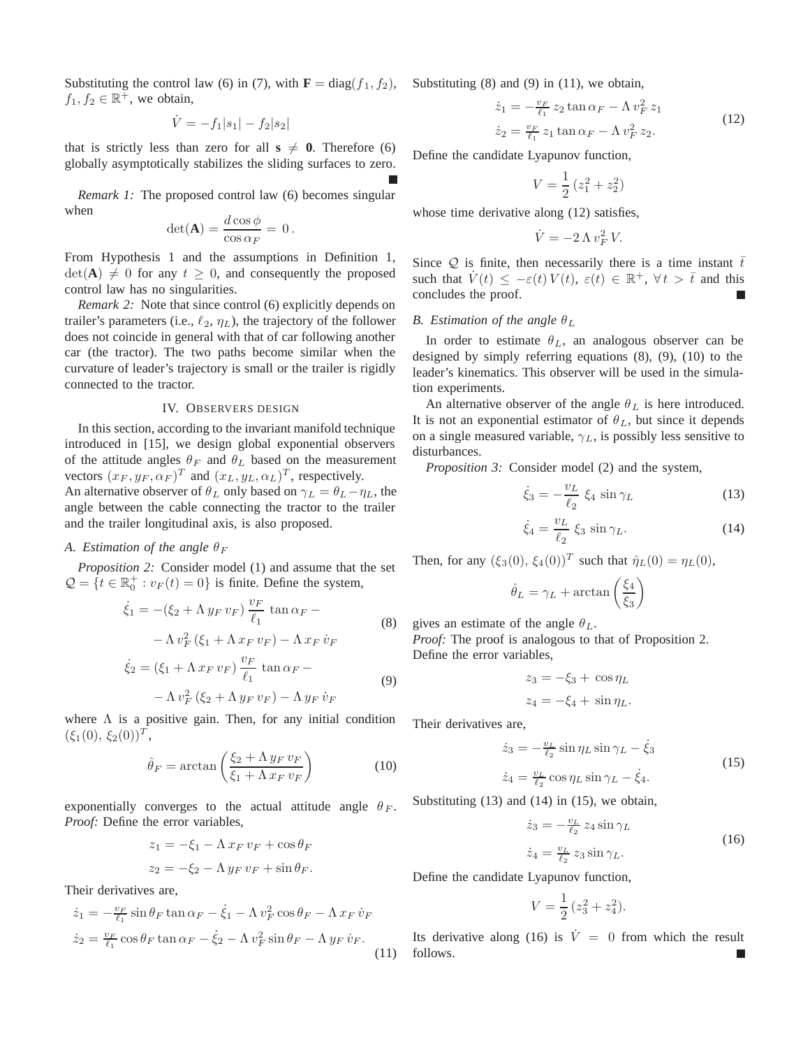Substituting the control law (6) in (7), with $\mathbf{F} = \mathrm{diag}(f_1, f_2)$, $f_1, f_2 \in \mathbb{R}^+$, we obtain,

$$\dot{V} = -f_1|s_1| - f_2|s_2|$$

that is strictly less than zero for all $\mathbf{s} \neq \mathbf{0}$. Therefore (6) globally asymptotically stabilizes the sliding surfaces to zero. ■

*Remark 1:* The proposed control law (6) becomes singular when

$$\det(\mathbf{A}) = \frac{d \cos\phi}{\cos\alpha_F} = 0\,.$$

From Hypothesis 1 and the assumptions in Definition 1, $\det(\mathbf{A}) \neq 0$ for any $t \geq 0$, and consequently the proposed control law has no singularities.

*Remark 2:* Note that since control (6) explicitly depends on trailer's parameters (i.e., $\ell_2$, $\eta_L$), the trajectory of the follower does not coincide in general with that of car following another car (the tractor). The two paths become similar when the curvature of leader's trajectory is small or the trailer is rigidly connected to the tractor.

## IV. Observers design

In this section, according to the invariant manifold technique introduced in [15], we design global exponential observers of the attitude angles $\theta_F$ and $\theta_L$ based on the measurement vectors $(x_F, y_F, \alpha_F)^T$ and $(x_L, y_L, \alpha_L)^T$, respectively.
An alternative observer of $\theta_L$ only based on $\gamma_L = \theta_L - \eta_L$, the angle between the cable connecting the tractor to the trailer and the trailer longitudinal axis, is also proposed.

### A. Estimation of the angle $\theta_F$

*Proposition 2:* Consider model (1) and assume that the set $\mathcal{Q} = \{t \in \mathbb{R}_0^+ : v_F(t) = 0\}$ is finite. Define the system,

$$\begin{aligned}\dot{\xi}_1 = &-(\xi_2 + \Lambda\, y_F\, v_F)\,\frac{v_F}{\ell_1}\,\tan\alpha_F - \\ &- \Lambda\, v_F^2\,(\xi_1 + \Lambda\, x_F\, v_F) - \Lambda\, x_F\,\dot{v}_F\end{aligned} \tag{8}$$

$$\begin{aligned}\dot{\xi}_2 = &(\xi_1 + \Lambda\, x_F\, v_F)\,\frac{v_F}{\ell_1}\,\tan\alpha_F - \\ &- \Lambda\, v_F^2\,(\xi_2 + \Lambda\, y_F\, v_F) - \Lambda\, y_F\,\dot{v}_F\end{aligned} \tag{9}$$

where $\Lambda$ is a positive gain. Then, for any initial condition $(\xi_1(0),\, \xi_2(0))^T$,

$$\hat{\theta}_F = \arctan\left(\frac{\xi_2 + \Lambda\, y_F\, v_F}{\xi_1 + \Lambda\, x_F\, v_F}\right) \tag{10}$$

exponentially converges to the actual attitude angle $\theta_F$.
*Proof:* Define the error variables,

$$\begin{aligned}z_1 &= -\xi_1 - \Lambda\, x_F\, v_F + \cos\theta_F\\ z_2 &= -\xi_2 - \Lambda\, y_F\, v_F + \sin\theta_F.\end{aligned}$$

Their derivatives are,

$$\begin{aligned}\dot{z}_1 &= -\tfrac{v_F}{\ell_1}\sin\theta_F\tan\alpha_F - \dot{\xi}_1 - \Lambda\, v_F^2\cos\theta_F - \Lambda\, x_F\,\dot{v}_F\\ \dot{z}_2 &= \tfrac{v_F}{\ell_1}\cos\theta_F\tan\alpha_F - \dot{\xi}_2 - \Lambda\, v_F^2\sin\theta_F - \Lambda\, y_F\,\dot{v}_F.\end{aligned} \tag{11}$$

Substituting (8) and (9) in (11), we obtain,

$$\begin{aligned}\dot{z}_1 &= -\tfrac{v_F}{\ell_1}\, z_2\tan\alpha_F - \Lambda\, v_F^2\, z_1\\ \dot{z}_2 &= \tfrac{v_F}{\ell_1}\, z_1\tan\alpha_F - \Lambda\, v_F^2\, z_2.\end{aligned} \tag{12}$$

Define the candidate Lyapunov function,

$$V = \frac{1}{2}\left(z_1^2 + z_2^2\right)$$

whose time derivative along (12) satisfies,

$$\dot{V} = -2\,\Lambda\, v_F^2\, V.$$

Since $\mathcal{Q}$ is finite, then necessarily there is a time instant $\bar{t}$ such that $\dot{V}(t) \leq -\varepsilon(t)\, V(t)$, $\varepsilon(t) \in \mathbb{R}^+$, $\forall\, t > \bar{t}$ and this concludes the proof. ■

### B. Estimation of the angle $\theta_L$

In order to estimate $\theta_L$, an analogous observer can be designed by simply referring equations (8), (9), (10) to the leader's kinematics. This observer will be used in the simulation experiments.

An alternative observer of the angle $\theta_L$ is here introduced. It is not an exponential estimator of $\theta_L$, but since it depends on a single measured variable, $\gamma_L$, is possibly less sensitive to disturbances.

*Proposition 3:* Consider model (2) and the system,

$$\dot{\xi}_3 = -\frac{v_L}{\ell_2}\;\xi_4\,\sin\gamma_L \tag{13}$$

$$\dot{\xi}_4 = \frac{v_L}{\ell_2}\;\xi_3\,\sin\gamma_L. \tag{14}$$

Then, for any $(\xi_3(0),\, \xi_4(0))^T$ such that $\hat{\eta}_L(0) = \eta_L(0)$,

$$\hat{\theta}_L = \gamma_L + \arctan\left(\frac{\xi_4}{\xi_3}\right)$$

gives an estimate of the angle $\theta_L$.
*Proof:* The proof is analogous to that of Proposition 2. Define the error variables,

$$\begin{aligned}z_3 &= -\xi_3 + \cos\eta_L\\ z_4 &= -\xi_4 + \sin\eta_L.\end{aligned}$$

Their derivatives are,

$$\begin{aligned}\dot{z}_3 &= -\tfrac{v_L}{\ell_2}\sin\eta_L\sin\gamma_L - \dot{\xi}_3\\ \dot{z}_4 &= \tfrac{v_L}{\ell_2}\cos\eta_L\sin\gamma_L - \dot{\xi}_4.\end{aligned} \tag{15}$$

Substituting (13) and (14) in (15), we obtain,

$$\begin{aligned}\dot{z}_3 &= -\tfrac{v_L}{\ell_2}\, z_4\sin\gamma_L\\ \dot{z}_4 &= \tfrac{v_L}{\ell_2}\, z_3\sin\gamma_L.\end{aligned} \tag{16}$$

Define the candidate Lyapunov function,

$$V = \frac{1}{2}\,(z_3^2 + z_4^2).$$

Its derivative along (16) is $\dot{V} = 0$ from which the result follows. ■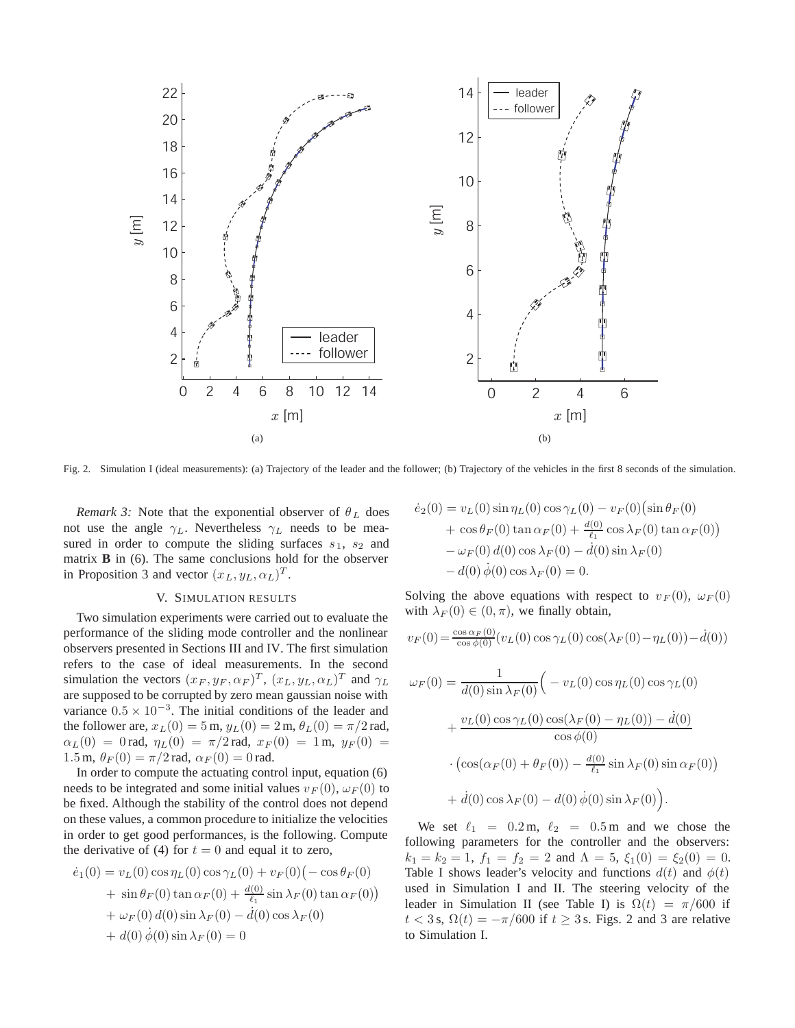Fig. 2. Simulation I (ideal measurements): (a) Trajectory of the leader and the follower; (b) Trajectory of the vehicles in the first 8 seconds of the simulation.

*Remark 3:* Note that the exponential observer of $\theta_L$ does not use the angle $\gamma_L$. Nevertheless $\gamma_L$ needs to be measured in order to compute the sliding surfaces $s_1$, $s_2$ and matrix **B** in (6). The same conclusions hold for the observer in Proposition 3 and vector $(x_L, y_L, \alpha_L)^T$.

## V. Simulation results

Two simulation experiments were carried out to evaluate the performance of the sliding mode controller and the nonlinear observers presented in Sections III and IV. The first simulation refers to the case of ideal measurements. In the second simulation the vectors $(x_F, y_F, \alpha_F)^T$, $(x_L, y_L, \alpha_L)^T$ and $\gamma_L$ are supposed to be corrupted by zero mean gaussian noise with variance $0.5 \times 10^{-3}$. The initial conditions of the leader and the follower are, $x_L(0) = 5\,\text{m}$, $y_L(0) = 2\,\text{m}$, $\theta_L(0) = \pi/2\,\text{rad}$, $\alpha_L(0) = 0\,\text{rad}$, $\eta_L(0) = \pi/2\,\text{rad}$, $x_F(0) = 1\,\text{m}$, $y_F(0) = 1.5\,\text{m}$, $\theta_F(0) = \pi/2\,\text{rad}$, $\alpha_F(0) = 0\,\text{rad}$.

In order to compute the actuating control input, equation (6) needs to be integrated and some initial values $v_F(0)$, $\omega_F(0)$ to be fixed. Although the stability of the control does not depend on these values, a common procedure to initialize the velocities in order to get good performances, is the following. Compute the derivative of (4) for $t = 0$ and equal it to zero,

$$
\begin{aligned}
\dot{e}_1(0) &= v_L(0)\cos\eta_L(0)\cos\gamma_L(0) + v_F(0)\big(-\cos\theta_F(0) \\
&\quad + \sin\theta_F(0)\tan\alpha_F(0) + \tfrac{d(0)}{\ell_1}\sin\lambda_F(0)\tan\alpha_F(0)\big) \\
&\quad + \omega_F(0)\,d(0)\sin\lambda_F(0) - \dot{d}(0)\cos\lambda_F(0) \\
&\quad + d(0)\,\dot{\phi}(0)\sin\lambda_F(0) = 0
\end{aligned}
$$

$$
\begin{aligned}
\dot{e}_2(0) &= v_L(0)\sin\eta_L(0)\cos\gamma_L(0) - v_F(0)\big(\sin\theta_F(0) \\
&\quad + \cos\theta_F(0)\tan\alpha_F(0) + \tfrac{d(0)}{\ell_1}\cos\lambda_F(0)\tan\alpha_F(0)\big) \\
&\quad - \omega_F(0)\,d(0)\cos\lambda_F(0) - \dot{d}(0)\sin\lambda_F(0) \\
&\quad - d(0)\,\dot{\phi}(0)\cos\lambda_F(0) = 0.
\end{aligned}
$$

Solving the above equations with respect to $v_F(0)$, $\omega_F(0)$ with $\lambda_F(0) \in (0, \pi)$, we finally obtain,

$$
v_F(0) = \tfrac{\cos\alpha_F(0)}{\cos\phi(0)}\big(v_L(0)\cos\gamma_L(0)\cos(\lambda_F(0) - \eta_L(0)) - \dot{d}(0)\big)
$$

$$
\begin{aligned}
\omega_F(0) &= \frac{1}{d(0)\sin\lambda_F(0)}\Big(-v_L(0)\cos\eta_L(0)\cos\gamma_L(0) \\
&\quad + \frac{v_L(0)\cos\gamma_L(0)\cos(\lambda_F(0) - \eta_L(0)) - \dot{d}(0)}{\cos\phi(0)} \\
&\quad \cdot \big(\cos(\alpha_F(0) + \theta_F(0)) - \tfrac{d(0)}{\ell_1}\sin\lambda_F(0)\sin\alpha_F(0)\big) \\
&\quad + \dot{d}(0)\cos\lambda_F(0) - d(0)\,\dot{\phi}(0)\sin\lambda_F(0)\Big).
\end{aligned}
$$

We set $\ell_1 = 0.2\,\text{m}$, $\ell_2 = 0.5\,\text{m}$ and we chose the following parameters for the controller and the observers: $k_1 = k_2 = 1$, $f_1 = f_2 = 2$ and $\Lambda = 5$, $\xi_1(0) = \xi_2(0) = 0$. Table I shows leader's velocity and functions $d(t)$ and $\phi(t)$ used in Simulation I and II. The steering velocity of the leader in Simulation II (see Table I) is $\Omega(t) = \pi/600$ if $t < 3\,\text{s}$, $\Omega(t) = -\pi/600$ if $t \geq 3\,\text{s}$. Figs. 2 and 3 are relative to Simulation I.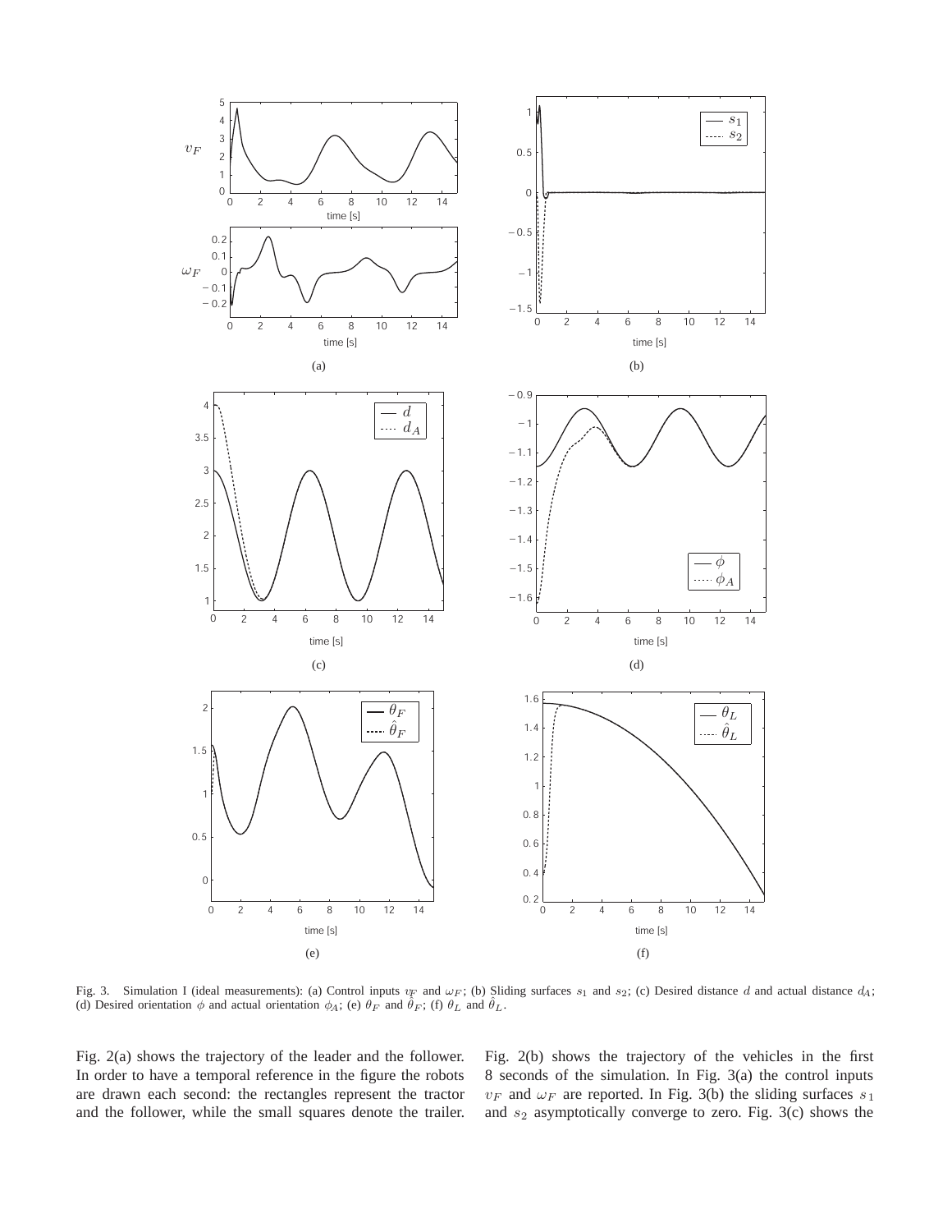Fig. 3. Simulation I (ideal measurements): (a) Control inputs $v_F$ and $\omega_F$; (b) Sliding surfaces $s_1$ and $s_2$; (c) Desired distance $d$ and actual distance $d_A$; (d) Desired orientation $\phi$ and actual orientation $\phi_A$; (e) $\theta_F$ and $\hat{\theta}_F$; (f) $\theta_L$ and $\hat{\theta}_L$.

Fig. 2(a) shows the trajectory of the leader and the follower. In order to have a temporal reference in the figure the robots are drawn each second: the rectangles represent the tractor and the follower, while the small squares denote the trailer. Fig. 2(b) shows the trajectory of the vehicles in the first 8 seconds of the simulation. In Fig. 3(a) the control inputs $v_F$ and $\omega_F$ are reported. In Fig. 3(b) the sliding surfaces $s_1$ and $s_2$ asymptotically converge to zero. Fig. 3(c) shows the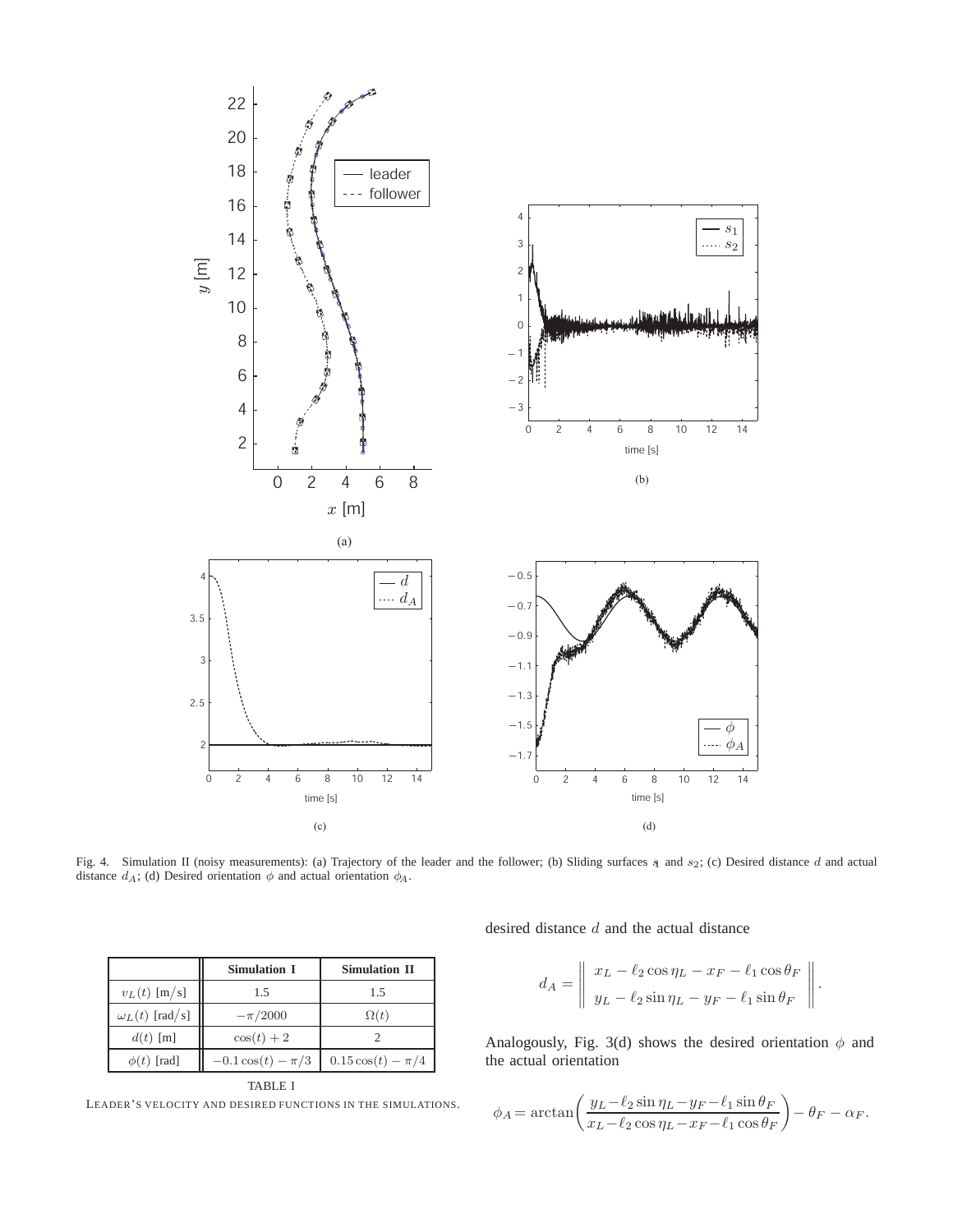Fig. 4. Simulation II (noisy measurements): (a) Trajectory of the leader and the follower; (b) Sliding surfaces $s_1$ and $s_2$; (c) Desired distance $d$ and actual distance $d_A$; (d) Desired orientation $\phi$ and actual orientation $\phi_A$.

|  | **Simulation I** | **Simulation II** |
|---|---|---|
| $v_L(t)$ [m/s] | 1.5 | 1.5 |
| $\omega_L(t)$ [rad/s] | $-\pi/2000$ | $\Omega(t)$ |
| $d(t)$ [m] | $\cos(t)+2$ | 2 |
| $\phi(t)$ [rad] | $-0.1\cos(t)-\pi/3$ | $0.15\cos(t)-\pi/4$ |

TABLE I

LEADER'S VELOCITY AND DESIRED FUNCTIONS IN THE SIMULATIONS.

desired distance $d$ and the actual distance

$$d_A = \left\| \begin{array}{c} x_L - \ell_2 \cos\eta_L - x_F - \ell_1 \cos\theta_F \\ y_L - \ell_2 \sin\eta_L - y_F - \ell_1 \sin\theta_F \end{array} \right\|.$$

Analogously, Fig. 3(d) shows the desired orientation $\phi$ and the actual orientation

$$\phi_A = \arctan\left( \frac{y_L - \ell_2 \sin\eta_L - y_F - \ell_1 \sin\theta_F}{x_L - \ell_2 \cos\eta_L - x_F - \ell_1 \cos\theta_F} \right) - \theta_F - \alpha_F.$$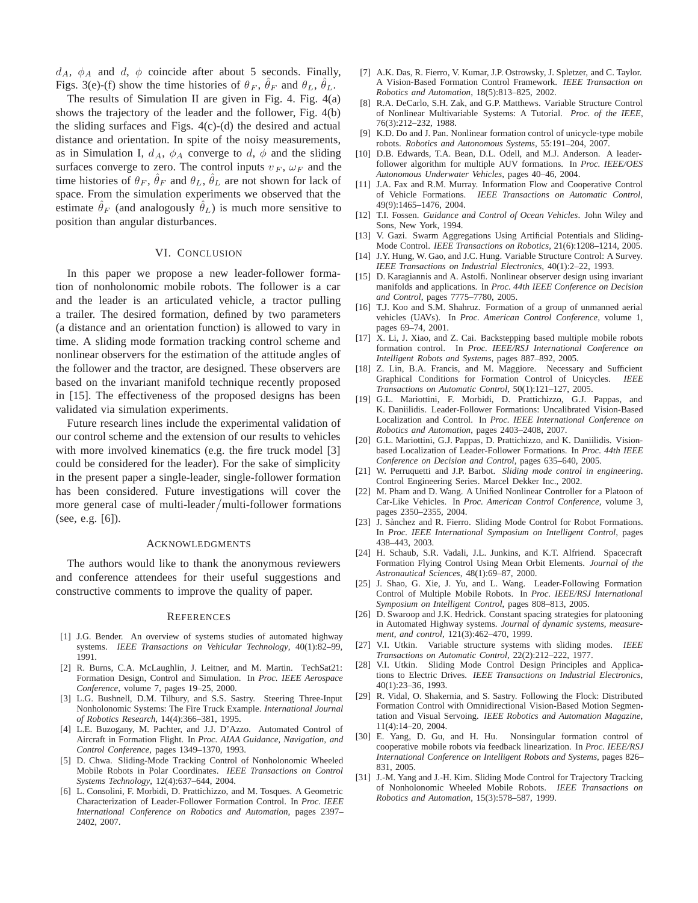$d_A$, $\phi_A$ and $d$, $\phi$ coincide after about 5 seconds. Finally, Figs. 3(e)-(f) show the time histories of $\theta_F$, $\hat{\theta}_F$ and $\theta_L$, $\hat{\theta}_L$.

The results of Simulation II are given in Fig. 4. Fig. 4(a) shows the trajectory of the leader and the follower, Fig. 4(b) the sliding surfaces and Figs. 4(c)-(d) the desired and actual distance and orientation. In spite of the noisy measurements, as in Simulation I, $d_A$, $\phi_A$ converge to $d$, $\phi$ and the sliding surfaces converge to zero. The control inputs $v_F$, $\omega_F$ and the time histories of $\theta_F$, $\hat{\theta}_F$ and $\theta_L$, $\hat{\theta}_L$ are not shown for lack of space. From the simulation experiments we observed that the estimate $\hat{\theta}_F$ (and analogously $\hat{\theta}_L$) is much more sensitive to position than angular disturbances.

## VI. Conclusion

In this paper we propose a new leader-follower formation of nonholonomic mobile robots. The follower is a car and the leader is an articulated vehicle, a tractor pulling a trailer. The desired formation, defined by two parameters (a distance and an orientation function) is allowed to vary in time. A sliding mode formation tracking control scheme and nonlinear observers for the estimation of the attitude angles of the follower and the tractor, are designed. These observers are based on the invariant manifold technique recently proposed in [15]. The effectiveness of the proposed designs has been validated via simulation experiments.

Future research lines include the experimental validation of our control scheme and the extension of our results to vehicles with more involved kinematics (e.g. the fire truck model [3] could be considered for the leader). For the sake of simplicity in the present paper a single-leader, single-follower formation has been considered. Future investigations will cover the more general case of multi-leader/multi-follower formations (see, e.g. [6]).

## Acknowledgments

The authors would like to thank the anonymous reviewers and conference attendees for their useful suggestions and constructive comments to improve the quality of paper.

## References

[1] J.G. Bender. An overview of systems studies of automated highway systems. *IEEE Transactions on Vehicular Technology*, 40(1):82–99, 1991.

[2] R. Burns, C.A. McLaughlin, J. Leitner, and M. Martin. TechSat21: Formation Design, Control and Simulation. In *Proc. IEEE Aerospace Conference*, volume 7, pages 19–25, 2000.

[3] L.G. Bushnell, D.M. Tilbury, and S.S. Sastry. Steering Three-Input Nonholonomic Systems: The Fire Truck Example. *International Journal of Robotics Research*, 14(4):366–381, 1995.

[4] L.E. Buzogany, M. Pachter, and J.J. D'Azzo. Automated Control of Aircraft in Formation Flight. In *Proc. AIAA Guidance, Navigation, and Control Conference*, pages 1349–1370, 1993.

[5] D. Chwa. Sliding-Mode Tracking Control of Nonholonomic Wheeled Mobile Robots in Polar Coordinates. *IEEE Transactions on Control Systems Technology*, 12(4):637–644, 2004.

[6] L. Consolini, F. Morbidi, D. Prattichizzo, and M. Tosques. A Geometric Characterization of Leader-Follower Formation Control. In *Proc. IEEE International Conference on Robotics and Automation*, pages 2397–2402, 2007.

[7] A.K. Das, R. Fierro, V. Kumar, J.P. Ostrowsky, J. Spletzer, and C. Taylor. A Vision-Based Formation Control Framework. *IEEE Transaction on Robotics and Automation*, 18(5):813–825, 2002.

[8] R.A. DeCarlo, S.H. Zak, and G.P. Matthews. Variable Structure Control of Nonlinear Multivariable Systems: A Tutorial. *Proc. of the IEEE*, 76(3):212–232, 1988.

[9] K.D. Do and J. Pan. Nonlinear formation control of unicycle-type mobile robots. *Robotics and Autonomous Systems*, 55:191–204, 2007.

[10] D.B. Edwards, T.A. Bean, D.L. Odell, and M.J. Anderson. A leader-follower algorithm for multiple AUV formations. In *Proc. IEEE/OES Autonomous Underwater Vehicles*, pages 40–46, 2004.

[11] J.A. Fax and R.M. Murray. Information Flow and Cooperative Control of Vehicle Formations. *IEEE Transactions on Automatic Control*, 49(9):1465–1476, 2004.

[12] T.I. Fossen. *Guidance and Control of Ocean Vehicles*. John Wiley and Sons, New York, 1994.

[13] V. Gazi. Swarm Aggregations Using Artificial Potentials and Sliding-Mode Control. *IEEE Transactions on Robotics*, 21(6):1208–1214, 2005.

[14] J.Y. Hung, W. Gao, and J.C. Hung. Variable Structure Control: A Survey. *IEEE Transactions on Industrial Electronics*, 40(1):2–22, 1993.

[15] D. Karagiannis and A. Astolfi. Nonlinear observer design using invariant manifolds and applications. In *Proc. 44th IEEE Conference on Decision and Control*, pages 7775–7780, 2005.

[16] T.J. Koo and S.M. Shahruz. Formation of a group of unmanned aerial vehicles (UAVs). In *Proc. American Control Conference*, volume 1, pages 69–74, 2001.

[17] X. Li, J. Xiao, and Z. Cai. Backstepping based multiple mobile robots formation control. In *Proc. IEEE/RSJ International Conference on Intelligent Robots and Systems*, pages 887–892, 2005.

[18] Z. Lin, B.A. Francis, and M. Maggiore. Necessary and Sufficient Graphical Conditions for Formation Control of Unicycles. *IEEE Transactions on Automatic Control*, 50(1):121–127, 2005.

[19] G.L. Mariottini, F. Morbidi, D. Prattichizzo, G.J. Pappas, and K. Daniilidis. Leader-Follower Formations: Uncalibrated Vision-Based Localization and Control. In *Proc. IEEE International Conference on Robotics and Automation*, pages 2403–2408, 2007.

[20] G.L. Mariottini, G.J. Pappas, D. Prattichizzo, and K. Daniilidis. Vision-based Localization of Leader-Follower Formations. In *Proc. 44th IEEE Conference on Decision and Control*, pages 635–640, 2005.

[21] W. Perruquetti and J.P. Barbot. *Sliding mode control in engineering*. Control Engineering Series. Marcel Dekker Inc., 2002.

[22] M. Pham and D. Wang. A Unified Nonlinear Controller for a Platoon of Car-Like Vehicles. In *Proc. American Control Conference*, volume 3, pages 2350–2355, 2004.

[23] J. Sànchez and R. Fierro. Sliding Mode Control for Robot Formations. In *Proc. IEEE International Symposium on Intelligent Control*, pages 438–443, 2003.

[24] H. Schaub, S.R. Vadali, J.L. Junkins, and K.T. Alfriend. Spacecraft Formation Flying Control Using Mean Orbit Elements. *Journal of the Astronautical Sciences*, 48(1):69–87, 2000.

[25] J. Shao, G. Xie, J. Yu, and L. Wang. Leader-Following Formation Control of Multiple Mobile Robots. In *Proc. IEEE/RSJ International Symposium on Intelligent Control*, pages 808–813, 2005.

[26] D. Swaroop and J.K. Hedrick. Constant spacing strategies for platooning in Automated Highway systems. *Journal of dynamic systems, measurement, and control*, 121(3):462–470, 1999.

[27] V.I. Utkin. Variable structure systems with sliding modes. *IEEE Transactions on Automatic Control*, 22(2):212–222, 1977.

[28] V.I. Utkin. Sliding Mode Control Design Principles and Applications to Electric Drives. *IEEE Transactions on Industrial Electronics*, 40(1):23–36, 1993.

[29] R. Vidal, O. Shakernia, and S. Sastry. Following the Flock: Distributed Formation Control with Omnidirectional Vision-Based Motion Segmentation and Visual Servoing. *IEEE Robotics and Automation Magazine*, 11(4):14–20, 2004.

[30] E. Yang, D. Gu, and H. Hu. Nonsingular formation control of cooperative mobile robots via feedback linearization. In *Proc. IEEE/RSJ International Conference on Intelligent Robots and Systems*, pages 826–831, 2005.

[31] J.-M. Yang and J.-H. Kim. Sliding Mode Control for Trajectory Tracking of Nonholonomic Wheeled Mobile Robots. *IEEE Transactions on Robotics and Automation*, 15(3):578–587, 1999.